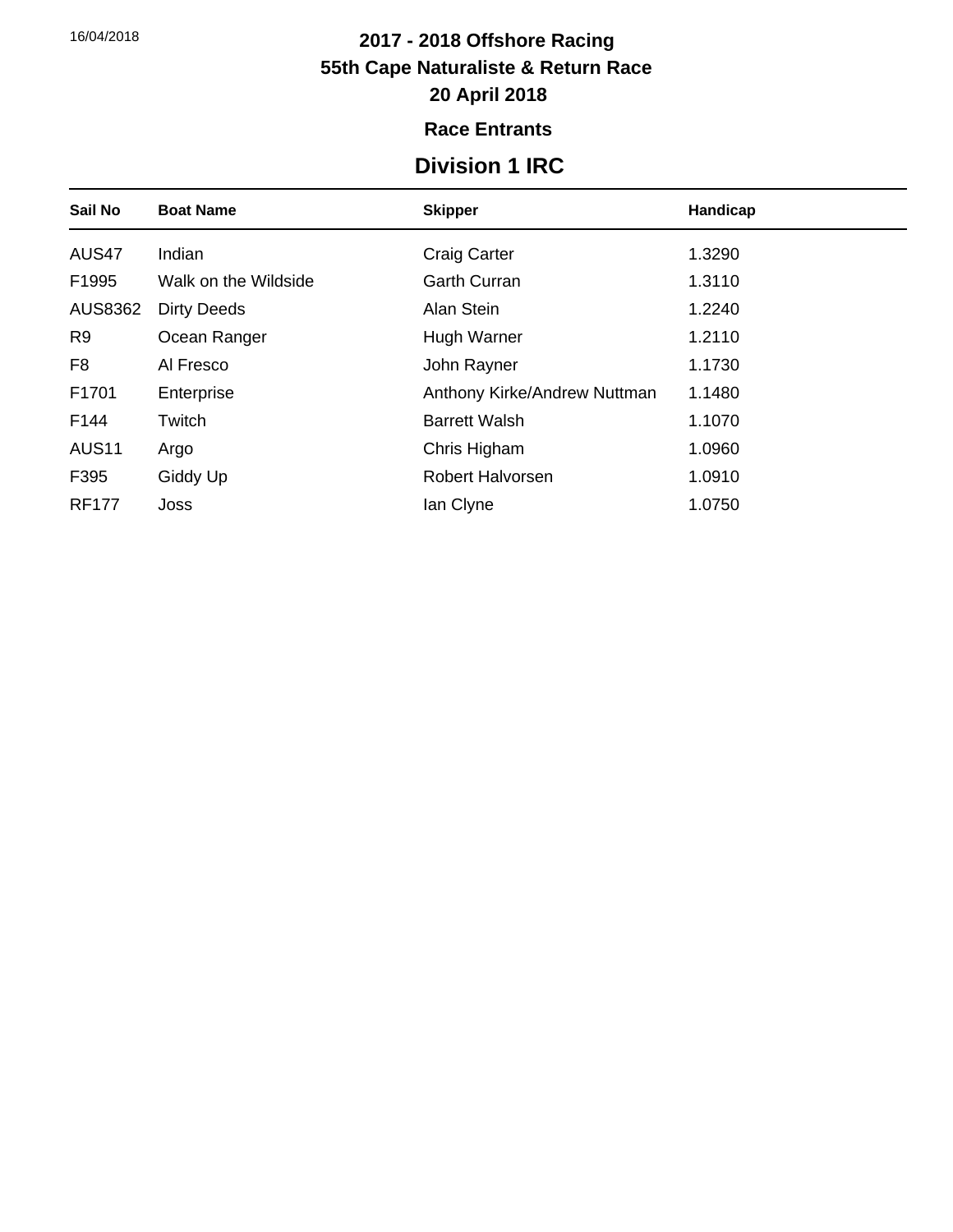16/04/2018

# 2017 - 2018 Offshore Racing
# 55th Cape Naturaliste & Return Race
# 20 April 2018

## Race Entrants

## Division 1 IRC

| Sail No | Boat Name | Skipper | Handicap |
|---|---|---|---|
| AUS47 | Indian | Craig Carter | 1.3290 |
| F1995 | Walk on the Wildside | Garth Curran | 1.3110 |
| AUS8362 | Dirty Deeds | Alan Stein | 1.2240 |
| R9 | Ocean Ranger | Hugh Warner | 1.2110 |
| F8 | Al Fresco | John Rayner | 1.1730 |
| F1701 | Enterprise | Anthony Kirke/Andrew Nuttman | 1.1480 |
| F144 | Twitch | Barrett Walsh | 1.1070 |
| AUS11 | Argo | Chris Higham | 1.0960 |
| F395 | Giddy Up | Robert Halvorsen | 1.0910 |
| RF177 | Joss | Ian Clyne | 1.0750 |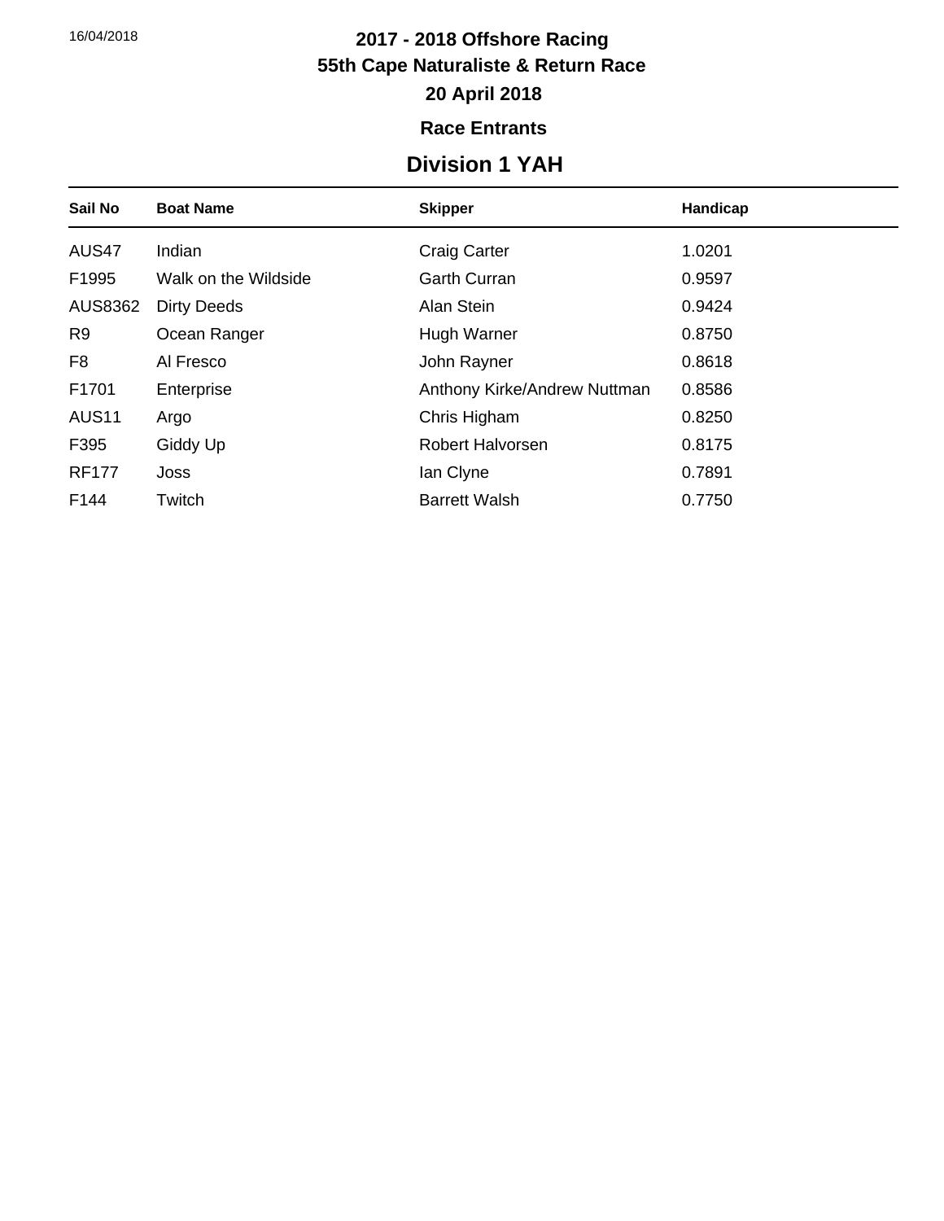16/04/2018

# 2017 - 2018 Offshore Racing

## 55th Cape Naturaliste & Return Race

## 20 April 2018

### Race Entrants

## Division 1 YAH

| Sail No | Boat Name | Skipper | Handicap |
|---|---|---|---|
| AUS47 | Indian | Craig Carter | 1.0201 |
| F1995 | Walk on the Wildside | Garth Curran | 0.9597 |
| AUS8362 | Dirty Deeds | Alan Stein | 0.9424 |
| R9 | Ocean Ranger | Hugh Warner | 0.8750 |
| F8 | Al Fresco | John Rayner | 0.8618 |
| F1701 | Enterprise | Anthony Kirke/Andrew Nuttman | 0.8586 |
| AUS11 | Argo | Chris Higham | 0.8250 |
| F395 | Giddy Up | Robert Halvorsen | 0.8175 |
| RF177 | Joss | Ian Clyne | 0.7891 |
| F144 | Twitch | Barrett Walsh | 0.7750 |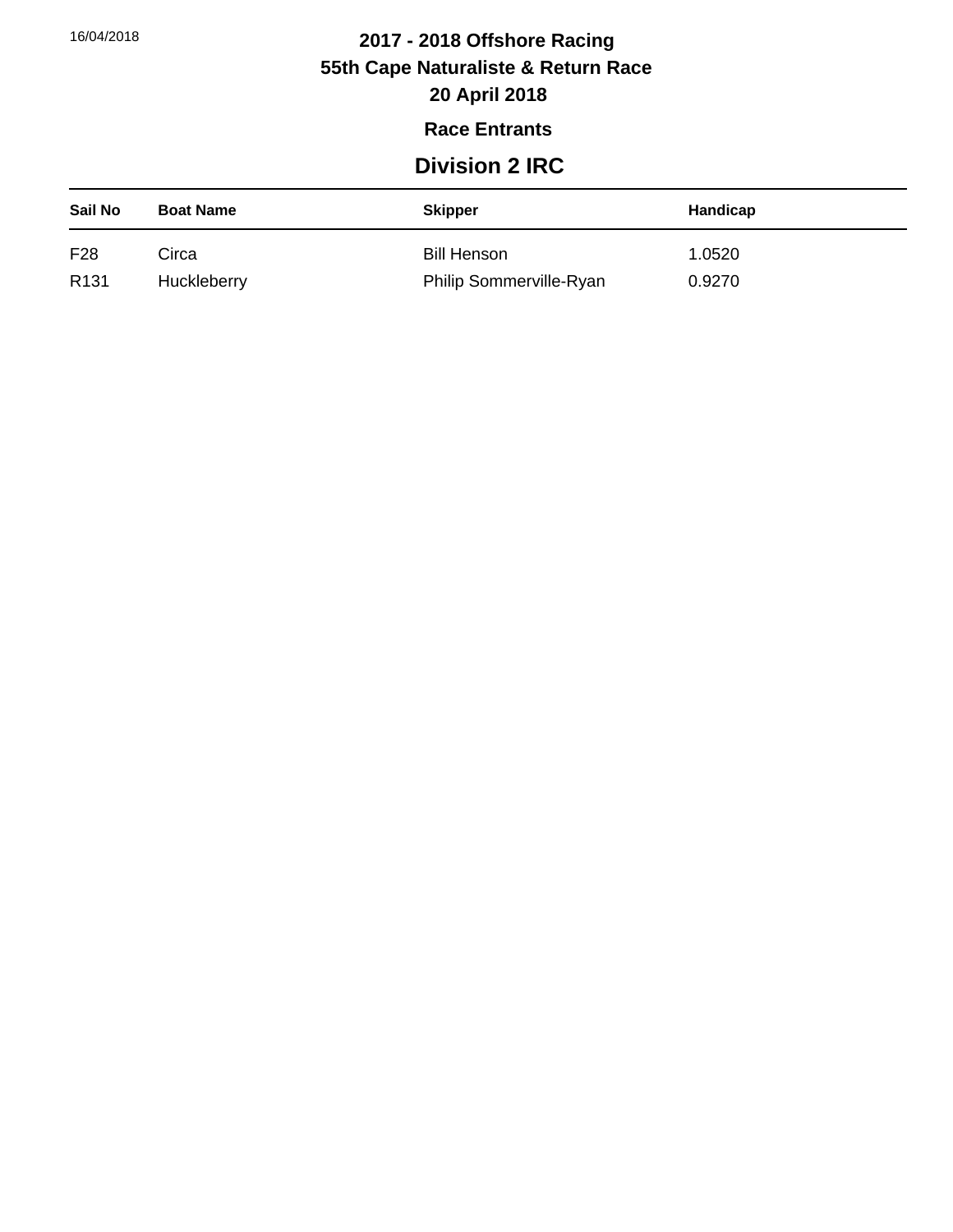16/04/2018

# 2017 - 2018 Offshore Racing
# 55th Cape Naturaliste & Return Race
# 20 April 2018

## Race Entrants

## Division 2 IRC

| Sail No | Boat Name | Skipper | Handicap |
|---|---|---|---|
| F28 | Circa | Bill Henson | 1.0520 |
| R131 | Huckleberry | Philip Sommerville-Ryan | 0.9270 |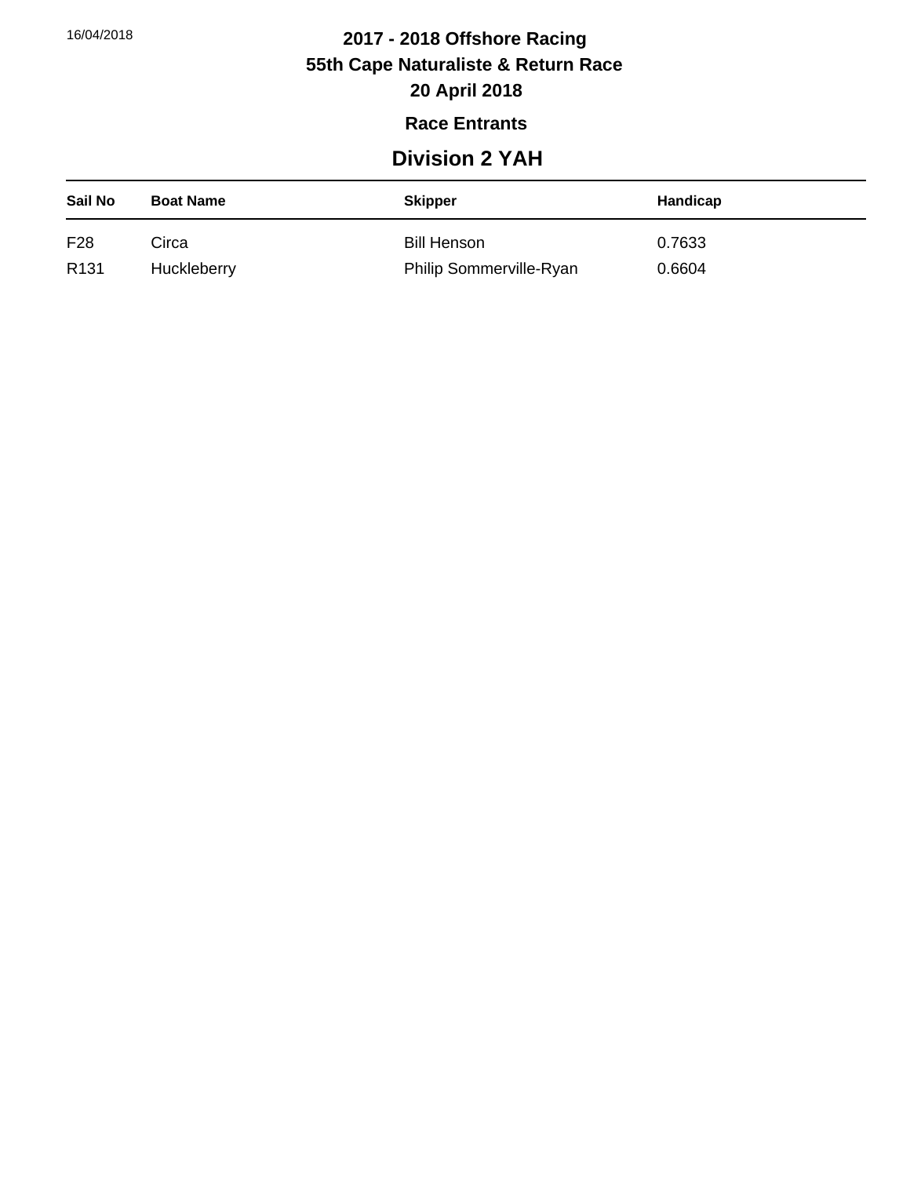16/04/2018

# 2017 - 2018 Offshore Racing
# 55th Cape Naturaliste & Return Race
# 20 April 2018

## Race Entrants

## Division 2 YAH

| Sail No | Boat Name | Skipper | Handicap |
|---|---|---|---|
| F28 | Circa | Bill Henson | 0.7633 |
| R131 | Huckleberry | Philip Sommerville-Ryan | 0.6604 |